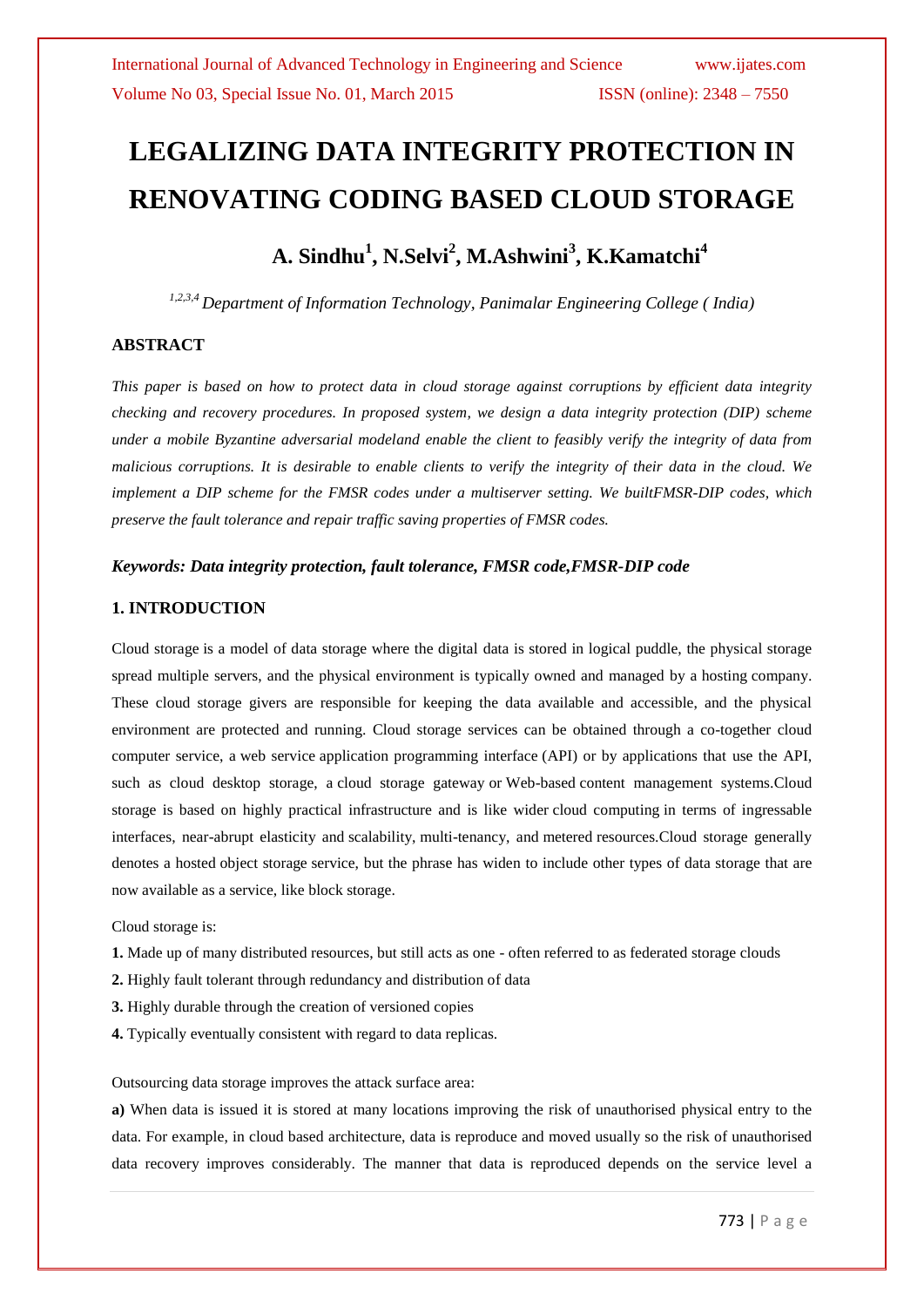# LEGALIZING DATA INTEGRITY PROTECTION IN RENOVATING CODING BASED CLOUD STORAGE

## A. Sindhu[1], N.Selvi[2], M.Ashwini[3], K.Kamatchi[4]

*[1,2,3,4] Department of Information Technology, Panimalar Engineering College ( India)*

### ABSTRACT

*This paper is based on how to protect data in cloud storage against corruptions by efficient data integrity checking and recovery procedures. In proposed system, we design a data integrity protection (DIP) scheme under a mobile Byzantine adversarial modeland enable the client to feasibly verify the integrity of data from malicious corruptions. It is desirable to enable clients to verify the integrity of their data in the cloud. We implement a DIP scheme for the FMSR codes under a multiserver setting. We builtFMSR-DIP codes, which preserve the fault tolerance and repair traffic saving properties of FMSR codes.*

***Keywords: Data integrity protection, fault tolerance, FMSR code,FMSR-DIP code***

### 1. INTRODUCTION

Cloud storage is a model of data storage where the digital data is stored in logical puddle, the physical storage spread multiple servers, and the physical environment is typically owned and managed by a hosting company. These cloud storage givers are responsible for keeping the data available and accessible, and the physical environment are protected and running. Cloud storage services can be obtained through a co-together cloud computer service, a web service application programming interface (API) or by applications that use the API, such as cloud desktop storage, a cloud storage gateway or Web-based content management systems.Cloud storage is based on highly practical infrastructure and is like wider cloud computing in terms of ingressable interfaces, near-abrupt elasticity and scalability, multi-tenancy, and metered resources.Cloud storage generally denotes a hosted object storage service, but the phrase has widen to include other types of data storage that are now available as a service, like block storage.

Cloud storage is:

**1.** Made up of many distributed resources, but still acts as one - often referred to as federated storage clouds

**2.** Highly fault tolerant through redundancy and distribution of data

**3.** Highly durable through the creation of versioned copies

**4.** Typically eventually consistent with regard to data replicas.

Outsourcing data storage improves the attack surface area:

**a)** When data is issued it is stored at many locations improving the risk of unauthorised physical entry to the data. For example, in cloud based architecture, data is reproduce and moved usually so the risk of unauthorised data recovery improves considerably. The manner that data is reproduced depends on the service level a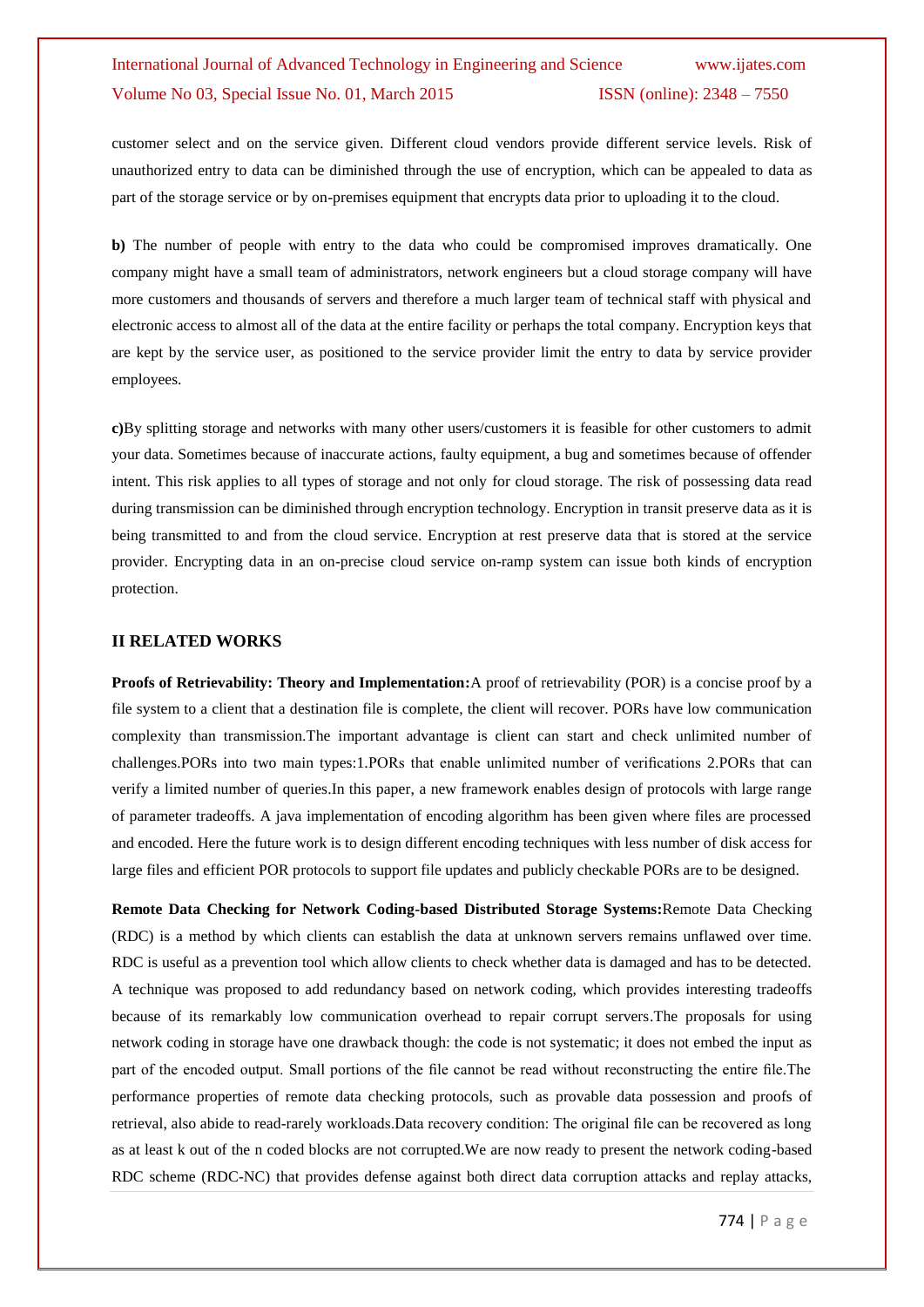customer select and on the service given. Different cloud vendors provide different service levels. Risk of unauthorized entry to data can be diminished through the use of encryption, which can be appealed to data as part of the storage service or by on-premises equipment that encrypts data prior to uploading it to the cloud.

**b)** The number of people with entry to the data who could be compromised improves dramatically. One company might have a small team of administrators, network engineers but a cloud storage company will have more customers and thousands of servers and therefore a much larger team of technical staff with physical and electronic access to almost all of the data at the entire facility or perhaps the total company. Encryption keys that are kept by the service user, as positioned to the service provider limit the entry to data by service provider employees.

**c)**By splitting storage and networks with many other users/customers it is feasible for other customers to admit your data. Sometimes because of inaccurate actions, faulty equipment, a bug and sometimes because of offender intent. This risk applies to all types of storage and not only for cloud storage. The risk of possessing data read during transmission can be diminished through encryption technology. Encryption in transit preserve data as it is being transmitted to and from the cloud service. Encryption at rest preserve data that is stored at the service provider. Encrypting data in an on-precise cloud service on-ramp system can issue both kinds of encryption protection.

## II RELATED WORKS

**Proofs of Retrievability: Theory and Implementation:**A proof of retrievability (POR) is a concise proof by a file system to a client that a destination file is complete, the client will recover. PORs have low communication complexity than transmission.The important advantage is client can start and check unlimited number of challenges.PORs into two main types:1.PORs that enable unlimited number of verifications 2.PORs that can verify a limited number of queries.In this paper, a new framework enables design of protocols with large range of parameter tradeoffs. A java implementation of encoding algorithm has been given where files are processed and encoded. Here the future work is to design different encoding techniques with less number of disk access for large files and efficient POR protocols to support file updates and publicly checkable PORs are to be designed.

**Remote Data Checking for Network Coding-based Distributed Storage Systems:**Remote Data Checking (RDC) is a method by which clients can establish the data at unknown servers remains unflawed over time. RDC is useful as a prevention tool which allow clients to check whether data is damaged and has to be detected. A technique was proposed to add redundancy based on network coding, which provides interesting tradeoffs because of its remarkably low communication overhead to repair corrupt servers.The proposals for using network coding in storage have one drawback though: the code is not systematic; it does not embed the input as part of the encoded output. Small portions of the file cannot be read without reconstructing the entire file.The performance properties of remote data checking protocols, such as provable data possession and proofs of retrieval, also abide to read-rarely workloads.Data recovery condition: The original file can be recovered as long as at least k out of the n coded blocks are not corrupted.We are now ready to present the network coding-based RDC scheme (RDC-NC) that provides defense against both direct data corruption attacks and replay attacks,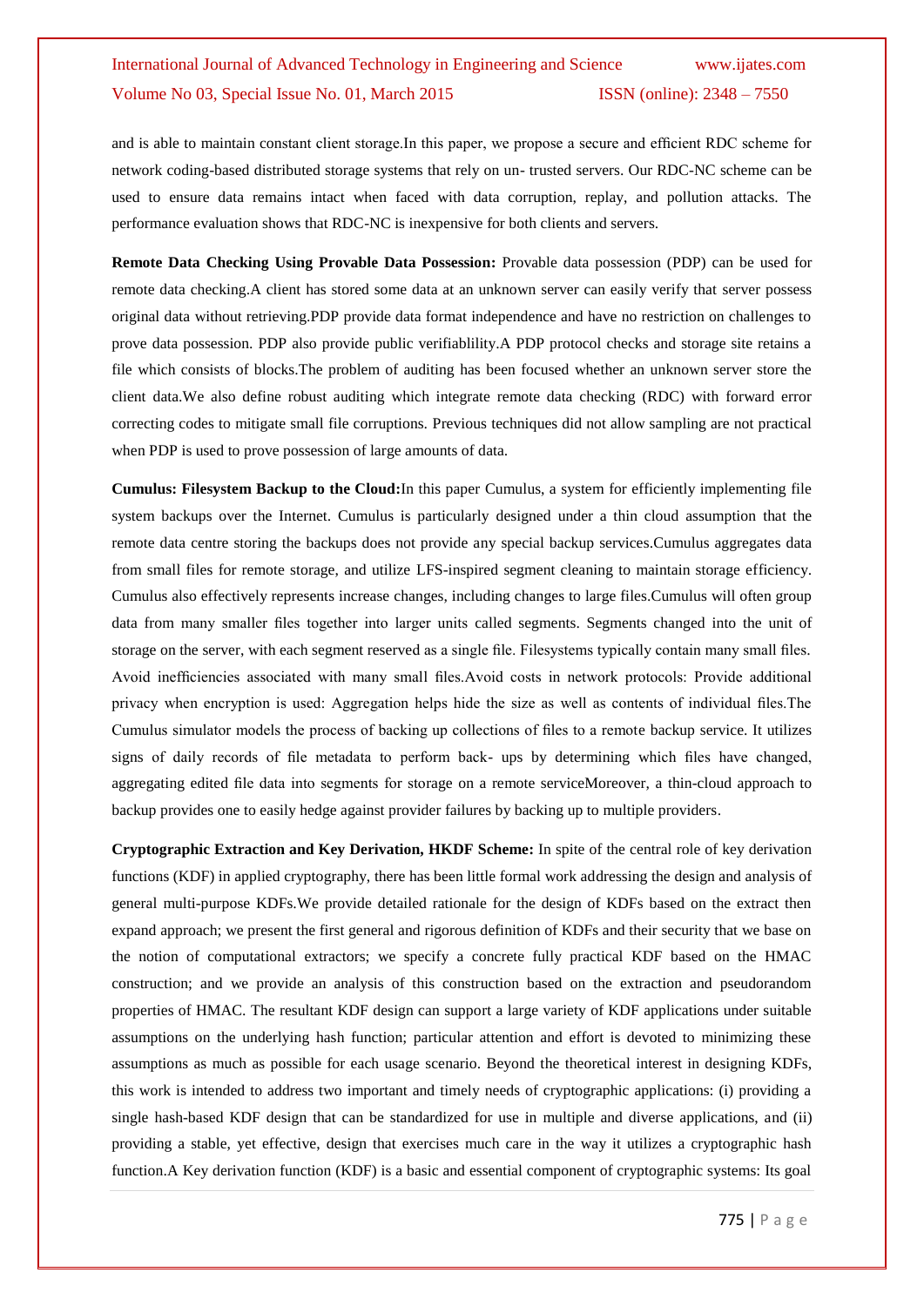and is able to maintain constant client storage.In this paper, we propose a secure and efficient RDC scheme for network coding-based distributed storage systems that rely on un- trusted servers. Our RDC-NC scheme can be used to ensure data remains intact when faced with data corruption, replay, and pollution attacks. The performance evaluation shows that RDC-NC is inexpensive for both clients and servers.

**Remote Data Checking Using Provable Data Possession:** Provable data possession (PDP) can be used for remote data checking.A client has stored some data at an unknown server can easily verify that server possess original data without retrieving.PDP provide data format independence and have no restriction on challenges to prove data possession. PDP also provide public verifiablility.A PDP protocol checks and storage site retains a file which consists of blocks.The problem of auditing has been focused whether an unknown server store the client data.We also define robust auditing which integrate remote data checking (RDC) with forward error correcting codes to mitigate small file corruptions. Previous techniques did not allow sampling are not practical when PDP is used to prove possession of large amounts of data.

**Cumulus: Filesystem Backup to the Cloud:**In this paper Cumulus, a system for efficiently implementing file system backups over the Internet. Cumulus is particularly designed under a thin cloud assumption that the remote data centre storing the backups does not provide any special backup services.Cumulus aggregates data from small files for remote storage, and utilize LFS-inspired segment cleaning to maintain storage efficiency. Cumulus also effectively represents increase changes, including changes to large files.Cumulus will often group data from many smaller files together into larger units called segments. Segments changed into the unit of storage on the server, with each segment reserved as a single file. Filesystems typically contain many small files. Avoid inefficiencies associated with many small files.Avoid costs in network protocols: Provide additional privacy when encryption is used: Aggregation helps hide the size as well as contents of individual files.The Cumulus simulator models the process of backing up collections of files to a remote backup service. It utilizes signs of daily records of file metadata to perform back- ups by determining which files have changed, aggregating edited file data into segments for storage on a remote serviceMoreover, a thin-cloud approach to backup provides one to easily hedge against provider failures by backing up to multiple providers.

**Cryptographic Extraction and Key Derivation, HKDF Scheme:** In spite of the central role of key derivation functions (KDF) in applied cryptography, there has been little formal work addressing the design and analysis of general multi-purpose KDFs.We provide detailed rationale for the design of KDFs based on the extract then expand approach; we present the first general and rigorous definition of KDFs and their security that we base on the notion of computational extractors; we specify a concrete fully practical KDF based on the HMAC construction; and we provide an analysis of this construction based on the extraction and pseudorandom properties of HMAC. The resultant KDF design can support a large variety of KDF applications under suitable assumptions on the underlying hash function; particular attention and effort is devoted to minimizing these assumptions as much as possible for each usage scenario. Beyond the theoretical interest in designing KDFs, this work is intended to address two important and timely needs of cryptographic applications: (i) providing a single hash-based KDF design that can be standardized for use in multiple and diverse applications, and (ii) providing a stable, yet effective, design that exercises much care in the way it utilizes a cryptographic hash function.A Key derivation function (KDF) is a basic and essential component of cryptographic systems: Its goal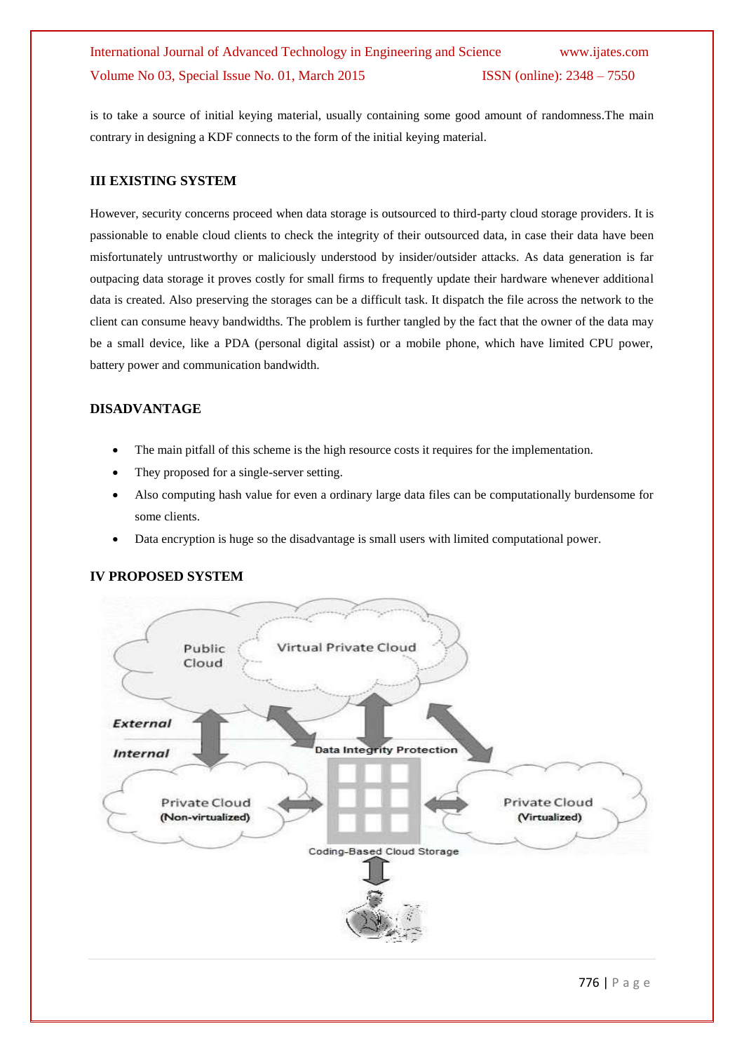is to take a source of initial keying material, usually containing some good amount of randomness.The main contrary in designing a KDF connects to the form of the initial keying material.

## III EXISTING SYSTEM

However, security concerns proceed when data storage is outsourced to third-party cloud storage providers. It is passionable to enable cloud clients to check the integrity of their outsourced data, in case their data have been misfortunately untrustworthy or maliciously understood by insider/outsider attacks. As data generation is far outpacing data storage it proves costly for small firms to frequently update their hardware whenever additional data is created. Also preserving the storages can be a difficult task. It dispatch the file across the network to the client can consume heavy bandwidths. The problem is further tangled by the fact that the owner of the data may be a small device, like a PDA (personal digital assist) or a mobile phone, which have limited CPU power, battery power and communication bandwidth.

## DISADVANTAGE

- The main pitfall of this scheme is the high resource costs it requires for the implementation.
- They proposed for a single-server setting.
- Also computing hash value for even a ordinary large data files can be computationally burdensome for some clients.
- Data encryption is huge so the disadvantage is small users with limited computational power.

## IV PROPOSED SYSTEM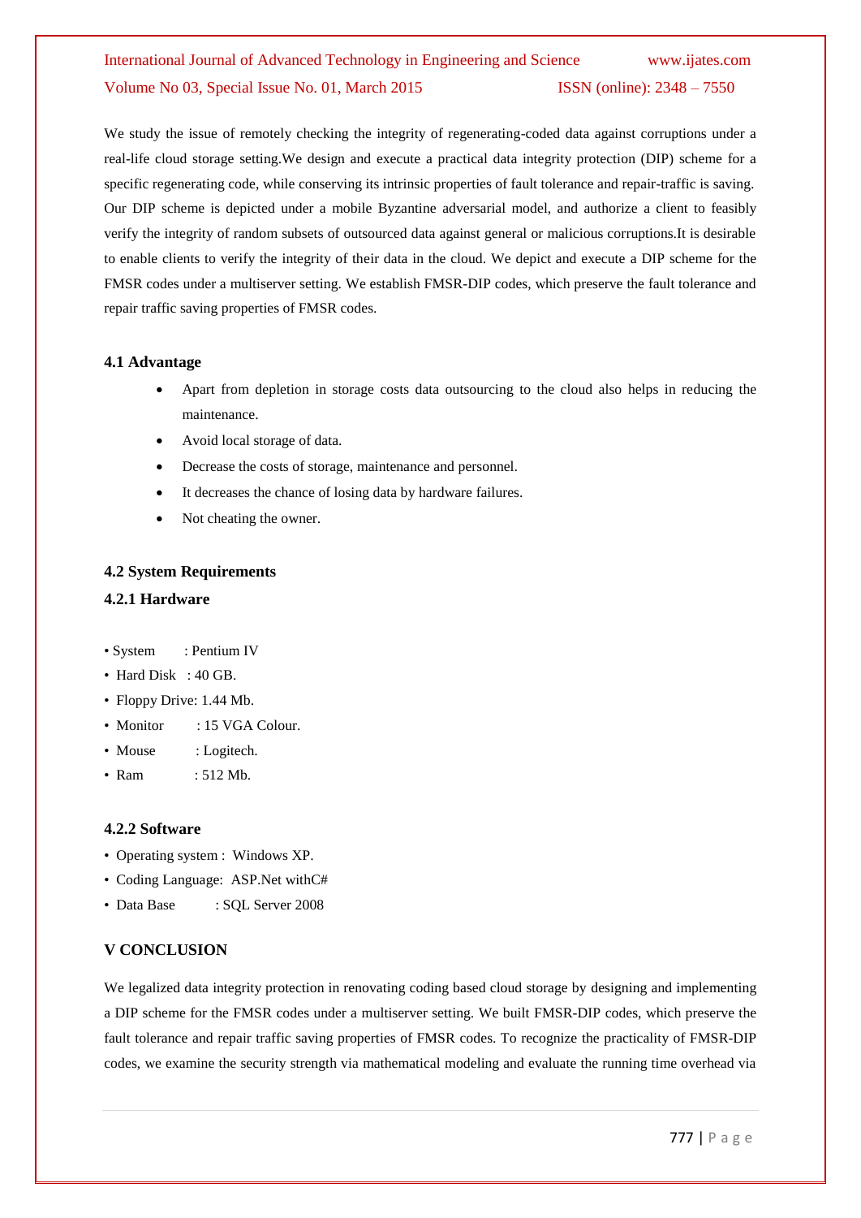We study the issue of remotely checking the integrity of regenerating-coded data against corruptions under a real-life cloud storage setting.We design and execute a practical data integrity protection (DIP) scheme for a specific regenerating code, while conserving its intrinsic properties of fault tolerance and repair-traffic is saving. Our DIP scheme is depicted under a mobile Byzantine adversarial model, and authorize a client to feasibly verify the integrity of random subsets of outsourced data against general or malicious corruptions.It is desirable to enable clients to verify the integrity of their data in the cloud. We depict and execute a DIP scheme for the FMSR codes under a multiserver setting. We establish FMSR-DIP codes, which preserve the fault tolerance and repair traffic saving properties of FMSR codes.

### 4.1 Advantage

- Apart from depletion in storage costs data outsourcing to the cloud also helps in reducing the maintenance.
- Avoid local storage of data.
- Decrease the costs of storage, maintenance and personnel.
- It decreases the chance of losing data by hardware failures.
- Not cheating the owner.

### 4.2 System Requirements

#### 4.2.1 Hardware

- System : Pentium IV
- Hard Disk : 40 GB.
- Floppy Drive: 1.44 Mb.
- Monitor : 15 VGA Colour.
- Mouse : Logitech.
- Ram : 512 Mb.

#### 4.2.2 Software

- Operating system : Windows XP.
- Coding Language: ASP.Net withC#
- Data Base : SQL Server 2008

## V CONCLUSION

We legalized data integrity protection in renovating coding based cloud storage by designing and implementing a DIP scheme for the FMSR codes under a multiserver setting. We built FMSR-DIP codes, which preserve the fault tolerance and repair traffic saving properties of FMSR codes. To recognize the practicality of FMSR-DIP codes, we examine the security strength via mathematical modeling and evaluate the running time overhead via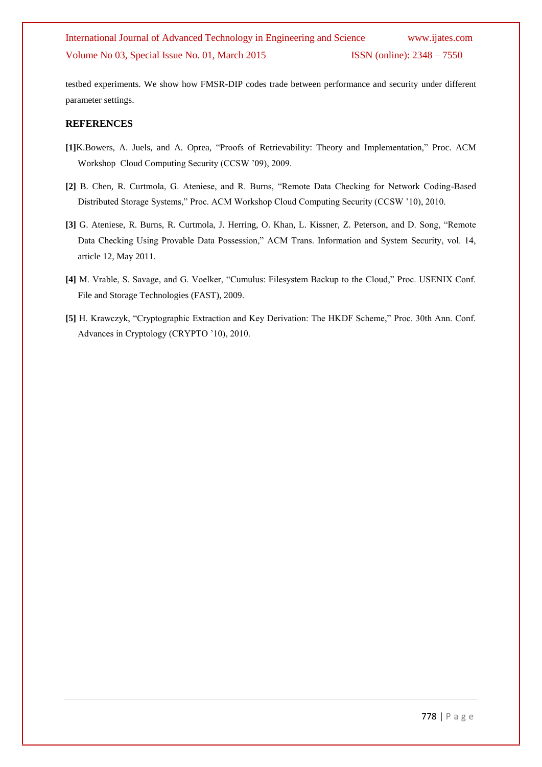testbed experiments. We show how FMSR-DIP codes trade between performance and security under different parameter settings.

## REFERENCES

**[1]**K.Bowers, A. Juels, and A. Oprea, "Proofs of Retrievability: Theory and Implementation," Proc. ACM Workshop Cloud Computing Security (CCSW '09), 2009.

**[2]** B. Chen, R. Curtmola, G. Ateniese, and R. Burns, "Remote Data Checking for Network Coding-Based Distributed Storage Systems," Proc. ACM Workshop Cloud Computing Security (CCSW '10), 2010.

**[3]** G. Ateniese, R. Burns, R. Curtmola, J. Herring, O. Khan, L. Kissner, Z. Peterson, and D. Song, "Remote Data Checking Using Provable Data Possession," ACM Trans. Information and System Security, vol. 14, article 12, May 2011.

**[4]** M. Vrable, S. Savage, and G. Voelker, "Cumulus: Filesystem Backup to the Cloud," Proc. USENIX Conf. File and Storage Technologies (FAST), 2009.

**[5]** H. Krawczyk, "Cryptographic Extraction and Key Derivation: The HKDF Scheme," Proc. 30th Ann. Conf. Advances in Cryptology (CRYPTO '10), 2010.